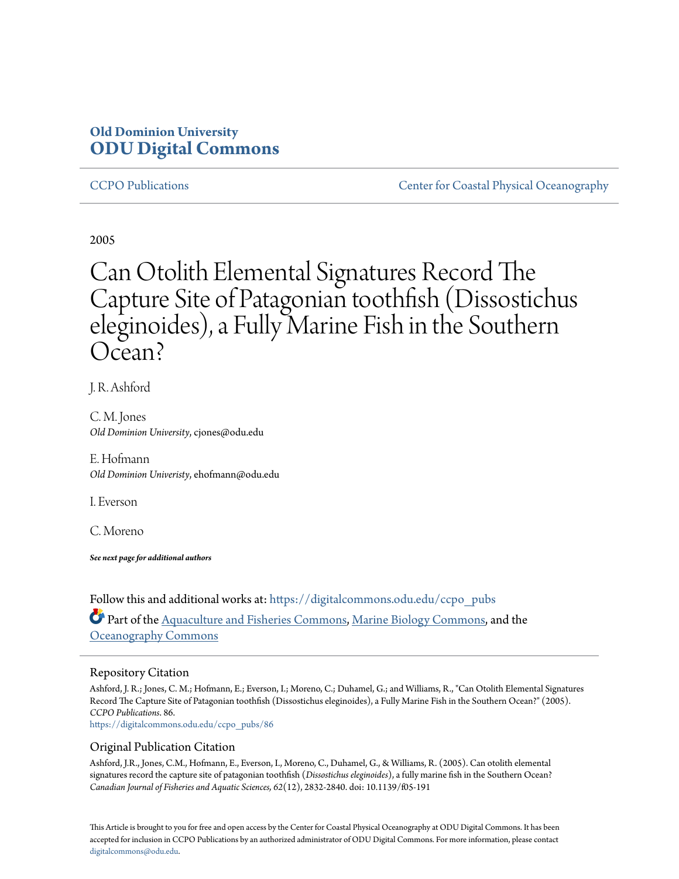# Old Dominion University
# ODU Digital Commons

CCPO Publications | Center for Coastal Physical Oceanography

2005

# Can Otolith Elemental Signatures Record The Capture Site of Patagonian toothfish (Dissostichus eleginoides), a Fully Marine Fish in the Southern Ocean?

J. R. Ashford

C. M. Jones
*Old Dominion University*, cjones@odu.edu

E. Hofmann
*Old Dominion Univeristy*, ehofmann@odu.edu

I. Everson

C. Moreno

***See next page for additional authors***

Follow this and additional works at: https://digitalcommons.odu.edu/ccpo_pubs

Part of the Aquaculture and Fisheries Commons, Marine Biology Commons, and the Oceanography Commons

## Repository Citation

Ashford, J. R.; Jones, C. M.; Hofmann, E.; Everson, I.; Moreno, C.; Duhamel, G.; and Williams, R., "Can Otolith Elemental Signatures Record The Capture Site of Patagonian toothfish (Dissostichus eleginoides), a Fully Marine Fish in the Southern Ocean?" (2005). *CCPO Publications*. 86.
https://digitalcommons.odu.edu/ccpo_pubs/86

## Original Publication Citation

Ashford, J.R., Jones, C.M., Hofmann, E., Everson, I., Moreno, C., Duhamel, G., & Williams, R. (2005). Can otolith elemental signatures record the capture site of patagonian toothfish (*Dissostichus eleginoides*), a fully marine fish in the Southern Ocean? *Canadian Journal of Fisheries and Aquatic Sciences, 62*(12), 2832-2840. doi: 10.1139/f05-191

This Article is brought to you for free and open access by the Center for Coastal Physical Oceanography at ODU Digital Commons. It has been accepted for inclusion in CCPO Publications by an authorized administrator of ODU Digital Commons. For more information, please contact digitalcommons@odu.edu.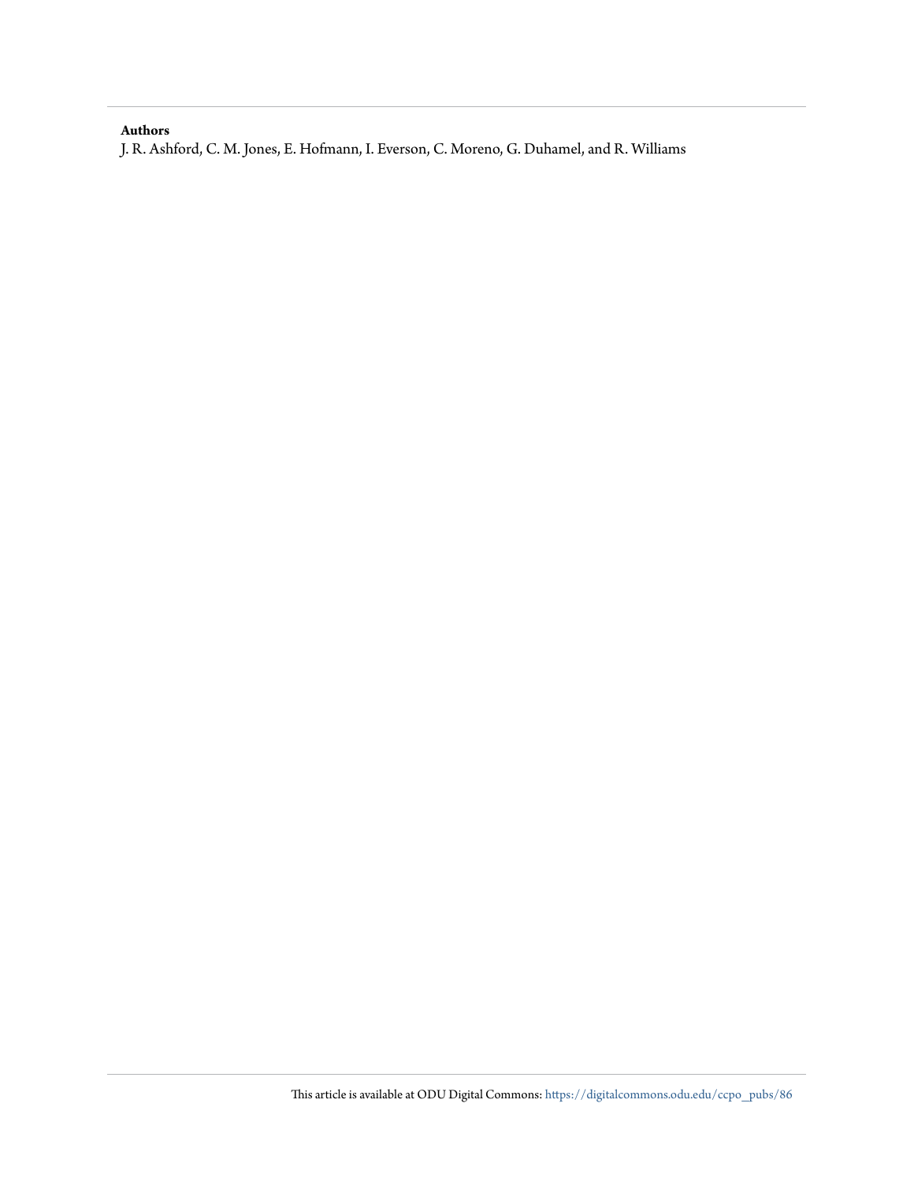**Authors**

J. R. Ashford, C. M. Jones, E. Hofmann, I. Everson, C. Moreno, G. Duhamel, and R. Williams

This article is available at ODU Digital Commons: https://digitalcommons.odu.edu/ccpo_pubs/86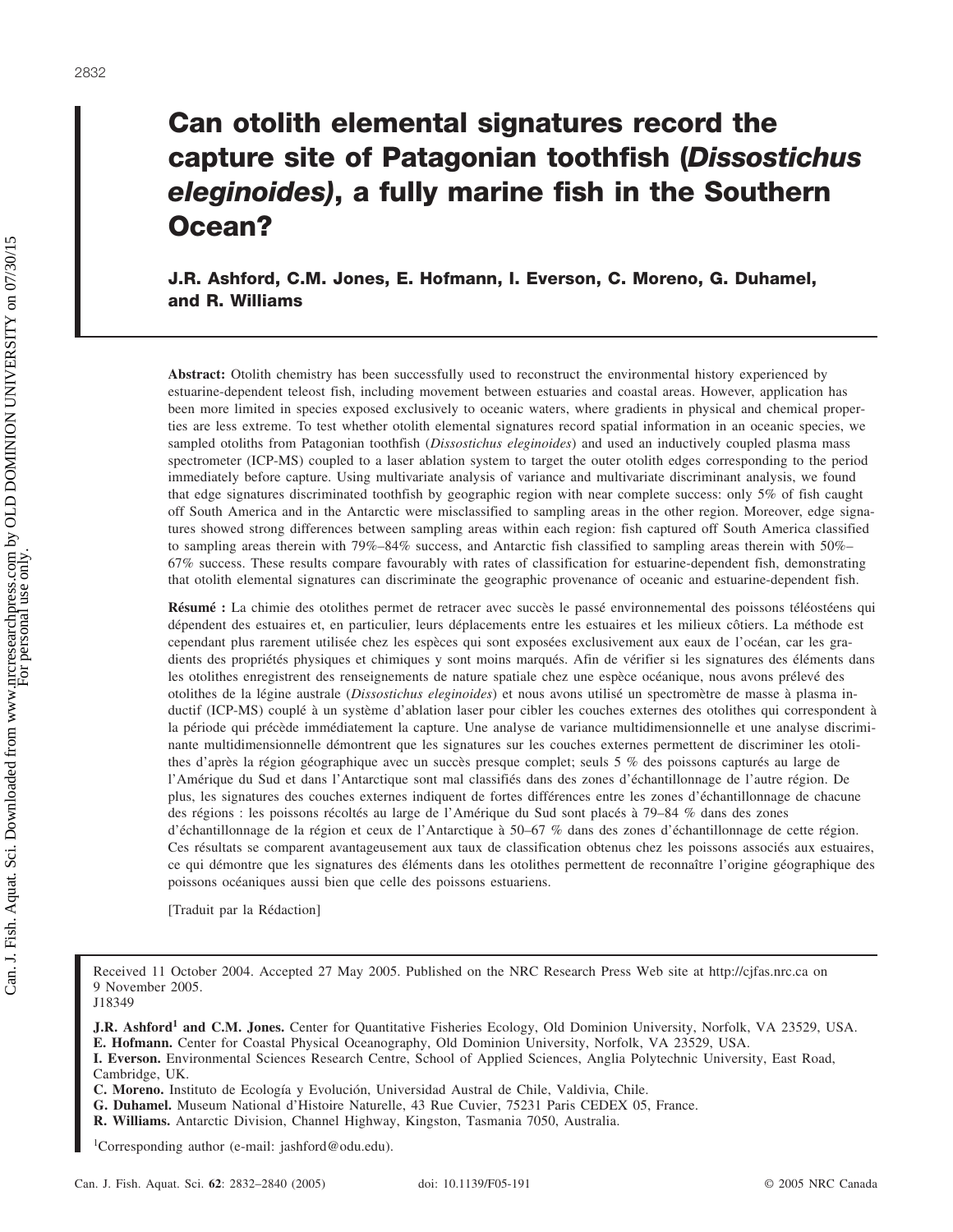# Can otolith elemental signatures record the capture site of Patagonian toothfish (*Dissostichus eleginoides*), a fully marine fish in the Southern Ocean?

**J.R. Ashford, C.M. Jones, E. Hofmann, I. Everson, C. Moreno, G. Duhamel, and R. Williams**

**Abstract:** Otolith chemistry has been successfully used to reconstruct the environmental history experienced by estuarine-dependent teleost fish, including movement between estuaries and coastal areas. However, application has been more limited in species exposed exclusively to oceanic waters, where gradients in physical and chemical properties are less extreme. To test whether otolith elemental signatures record spatial information in an oceanic species, we sampled otoliths from Patagonian toothfish (*Dissostichus eleginoides*) and used an inductively coupled plasma mass spectrometer (ICP-MS) coupled to a laser ablation system to target the outer otolith edges corresponding to the period immediately before capture. Using multivariate analysis of variance and multivariate discriminant analysis, we found that edge signatures discriminated toothfish by geographic region with near complete success: only 5% of fish caught off South America and in the Antarctic were misclassified to sampling areas in the other region. Moreover, edge signatures showed strong differences between sampling areas within each region: fish captured off South America classified to sampling areas therein with 79%–84% success, and Antarctic fish classified to sampling areas therein with 50%–67% success. These results compare favourably with rates of classification for estuarine-dependent fish, demonstrating that otolith elemental signatures can discriminate the geographic provenance of oceanic and estuarine-dependent fish.

**Résumé :** La chimie des otolithes permet de retracer avec succès le passé environnemental des poissons téléostéens qui dépendent des estuaires et, en particulier, leurs déplacements entre les estuaires et les milieux côtiers. La méthode est cependant plus rarement utilisée chez les espèces qui sont exposées exclusivement aux eaux de l'océan, car les gradients des propriétés physiques et chimiques y sont moins marqués. Afin de vérifier si les signatures des éléments dans les otolithes enregistrent des renseignements de nature spatiale chez une espèce océanique, nous avons prélevé des otolithes de la légine australe (*Dissostichus eleginoides*) et nous avons utilisé un spectromètre de masse à plasma inductif (ICP-MS) couplé à un système d'ablation laser pour cibler les couches externes des otolithes qui correspondent à la période qui précède immédiatement la capture. Une analyse de variance multidimensionnelle et une analyse discriminante multidimensionnelle démontrent que les signatures sur les couches externes permettent de discriminer les otolithes d'après la région géographique avec un succès presque complet; seuls 5 % des poissons capturés au large de l'Amérique du Sud et dans l'Antarctique sont mal classifiés dans des zones d'échantillonnage de l'autre région. De plus, les signatures des couches externes indiquent de fortes différences entre les zones d'échantillonnage de chacune des régions : les poissons récoltés au large de l'Amérique du Sud sont placés à 79–84 % dans des zones d'échantillonnage de la région et ceux de l'Antarctique à 50–67 % dans des zones d'échantillonnage de cette région. Ces résultats se comparent avantageusement aux taux de classification obtenus chez les poissons associés aux estuaires, ce qui démontre que les signatures des éléments dans les otolithes permettent de reconnaître l'origine géographique des poissons océaniques aussi bien que celle des poissons estuariens.

[Traduit par la Rédaction]

Received 11 October 2004. Accepted 27 May 2005. Published on the NRC Research Press Web site at http://cjfas.nrc.ca on 9 November 2005.
J18349

**J.R. Ashford[1] and C.M. Jones.** Center for Quantitative Fisheries Ecology, Old Dominion University, Norfolk, VA 23529, USA.
**E. Hofmann.** Center for Coastal Physical Oceanography, Old Dominion University, Norfolk, VA 23529, USA.
**I. Everson.** Environmental Sciences Research Centre, School of Applied Sciences, Anglia Polytechnic University, East Road, Cambridge, UK.
**C. Moreno.** Instituto de Ecología y Evolución, Universidad Austral de Chile, Valdivia, Chile.
**G. Duhamel.** Museum National d'Histoire Naturelle, 43 Rue Cuvier, 75231 Paris CEDEX 05, France.
**R. Williams.** Antarctic Division, Channel Highway, Kingston, Tasmania 7050, Australia.

[1]Corresponding author (e-mail: jashford@odu.edu).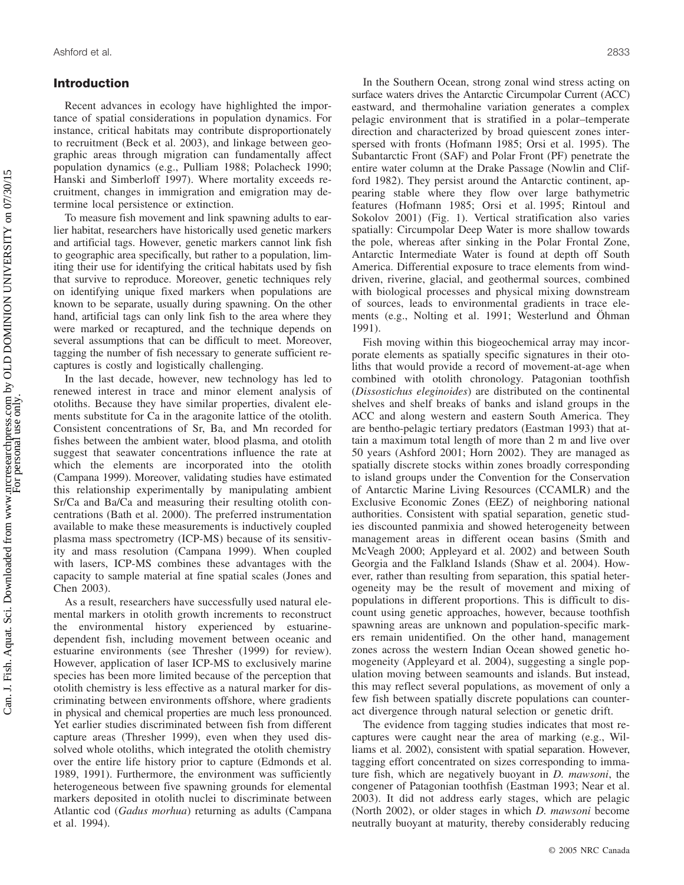## Introduction

Recent advances in ecology have highlighted the importance of spatial considerations in population dynamics. For instance, critical habitats may contribute disproportionately to recruitment (Beck et al. 2003), and linkage between geographic areas through migration can fundamentally affect population dynamics (e.g., Pulliam 1988; Polacheck 1990; Hanski and Simberloff 1997). Where mortality exceeds recruitment, changes in immigration and emigration may determine local persistence or extinction.

To measure fish movement and link spawning adults to earlier habitat, researchers have historically used genetic markers and artificial tags. However, genetic markers cannot link fish to geographic area specifically, but rather to a population, limiting their use for identifying the critical habitats used by fish that survive to reproduce. Moreover, genetic techniques rely on identifying unique fixed markers when populations are known to be separate, usually during spawning. On the other hand, artificial tags can only link fish to the area where they were marked or recaptured, and the technique depends on several assumptions that can be difficult to meet. Moreover, tagging the number of fish necessary to generate sufficient recaptures is costly and logistically challenging.

In the last decade, however, new technology has led to renewed interest in trace and minor element analysis of otoliths. Because they have similar properties, divalent elements substitute for Ca in the aragonite lattice of the otolith. Consistent concentrations of Sr, Ba, and Mn recorded for fishes between the ambient water, blood plasma, and otolith suggest that seawater concentrations influence the rate at which the elements are incorporated into the otolith (Campana 1999). Moreover, validating studies have estimated this relationship experimentally by manipulating ambient Sr/Ca and Ba/Ca and measuring their resulting otolith concentrations (Bath et al. 2000). The preferred instrumentation available to make these measurements is inductively coupled plasma mass spectrometry (ICP-MS) because of its sensitivity and mass resolution (Campana 1999). When coupled with lasers, ICP-MS combines these advantages with the capacity to sample material at fine spatial scales (Jones and Chen 2003).

As a result, researchers have successfully used natural elemental markers in otolith growth increments to reconstruct the environmental history experienced by estuarine-dependent fish, including movement between oceanic and estuarine environments (see Thresher (1999) for review). However, application of laser ICP-MS to exclusively marine species has been more limited because of the perception that otolith chemistry is less effective as a natural marker for discriminating between environments offshore, where gradients in physical and chemical properties are much less pronounced. Yet earlier studies discriminated between fish from different capture areas (Thresher 1999), even when they used dissolved whole otoliths, which integrated the otolith chemistry over the entire life history prior to capture (Edmonds et al. 1989, 1991). Furthermore, the environment was sufficiently heterogeneous between five spawning grounds for elemental markers deposited in otolith nuclei to discriminate between Atlantic cod (*Gadus morhua*) returning as adults (Campana et al. 1994).

In the Southern Ocean, strong zonal wind stress acting on surface waters drives the Antarctic Circumpolar Current (ACC) eastward, and thermohaline variation generates a complex pelagic environment that is stratified in a polar–temperate direction and characterized by broad quiescent zones interspersed with fronts (Hofmann 1985; Orsi et al. 1995). The Subantarctic Front (SAF) and Polar Front (PF) penetrate the entire water column at the Drake Passage (Nowlin and Clifford 1982). They persist around the Antarctic continent, appearing stable where they flow over large bathymetric features (Hofmann 1985; Orsi et al. 1995; Rintoul and Sokolov 2001) (Fig. 1). Vertical stratification also varies spatially: Circumpolar Deep Water is more shallow towards the pole, whereas after sinking in the Polar Frontal Zone, Antarctic Intermediate Water is found at depth off South America. Differential exposure to trace elements from wind-driven, riverine, glacial, and geothermal sources, combined with biological processes and physical mixing downstream of sources, leads to environmental gradients in trace elements (e.g., Nolting et al. 1991; Westerlund and Öhman 1991).

Fish moving within this biogeochemical array may incorporate elements as spatially specific signatures in their otoliths that would provide a record of movement-at-age when combined with otolith chronology. Patagonian toothfish (*Dissostichus eleginoides*) are distributed on the continental shelves and shelf breaks of banks and island groups in the ACC and along western and eastern South America. They are bentho-pelagic tertiary predators (Eastman 1993) that attain a maximum total length of more than 2 m and live over 50 years (Ashford 2001; Horn 2002). They are managed as spatially discrete stocks within zones broadly corresponding to island groups under the Convention for the Conservation of Antarctic Marine Living Resources (CCAMLR) and the Exclusive Economic Zones (EEZ) of neighboring national authorities. Consistent with spatial separation, genetic studies discounted panmixia and showed heterogeneity between management areas in different ocean basins (Smith and McVeagh 2000; Appleyard et al. 2002) and between South Georgia and the Falkland Islands (Shaw et al. 2004). However, rather than resulting from separation, this spatial heterogeneity may be the result of movement and mixing of populations in different proportions. This is difficult to discount using genetic approaches, however, because toothfish spawning areas are unknown and population-specific markers remain unidentified. On the other hand, management zones across the western Indian Ocean showed genetic homogeneity (Appleyard et al. 2004), suggesting a single population moving between seamounts and islands. But instead, this may reflect several populations, as movement of only a few fish between spatially discrete populations can counteract divergence through natural selection or genetic drift.

The evidence from tagging studies indicates that most recaptures were caught near the area of marking (e.g., Williams et al. 2002), consistent with spatial separation. However, tagging effort concentrated on sizes corresponding to immature fish, which are negatively buoyant in *D. mawsoni*, the congener of Patagonian toothfish (Eastman 1993; Near et al. 2003). It did not address early stages, which are pelagic (North 2002), or older stages in which *D. mawsoni* become neutrally buoyant at maturity, thereby considerably reducing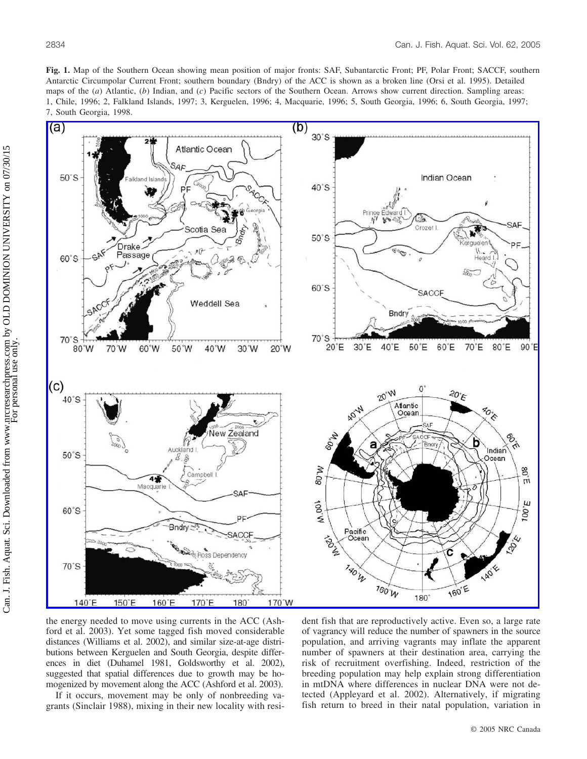**Fig. 1.** Map of the Southern Ocean showing mean position of major fronts: SAF, Subantarctic Front; PF, Polar Front; SACCF, southern Antarctic Circumpolar Current Front; southern boundary (Bndry) of the ACC is shown as a broken line (Orsi et al. 1995). Detailed maps of the (*a*) Atlantic, (*b*) Indian, and (*c*) Pacific sectors of the Southern Ocean. Arrows show current direction. Sampling areas: 1, Chile, 1996; 2, Falkland Islands, 1997; 3, Kerguelen, 1996; 4, Macquarie, 1996; 5, South Georgia, 1996; 6, South Georgia, 1997; 7, South Georgia, 1998.

the energy needed to move using currents in the ACC (Ashford et al. 2003). Yet some tagged fish moved considerable distances (Williams et al. 2002), and similar size-at-age distributions between Kerguelen and South Georgia, despite differences in diet (Duhamel 1981, Goldsworthy et al. 2002), suggested that spatial differences due to growth may be homogenized by movement along the ACC (Ashford et al. 2003).

If it occurs, movement may be only of nonbreeding vagrants (Sinclair 1988), mixing in their new locality with resident fish that are reproductively active. Even so, a large rate of vagrancy will reduce the number of spawners in the source population, and arriving vagrants may inflate the apparent number of spawners at their destination area, carrying the risk of recruitment overfishing. Indeed, restriction of the breeding population may help explain strong differentiation in mtDNA where differences in nuclear DNA were not detected (Appleyard et al. 2002). Alternatively, if migrating fish return to breed in their natal population, variation in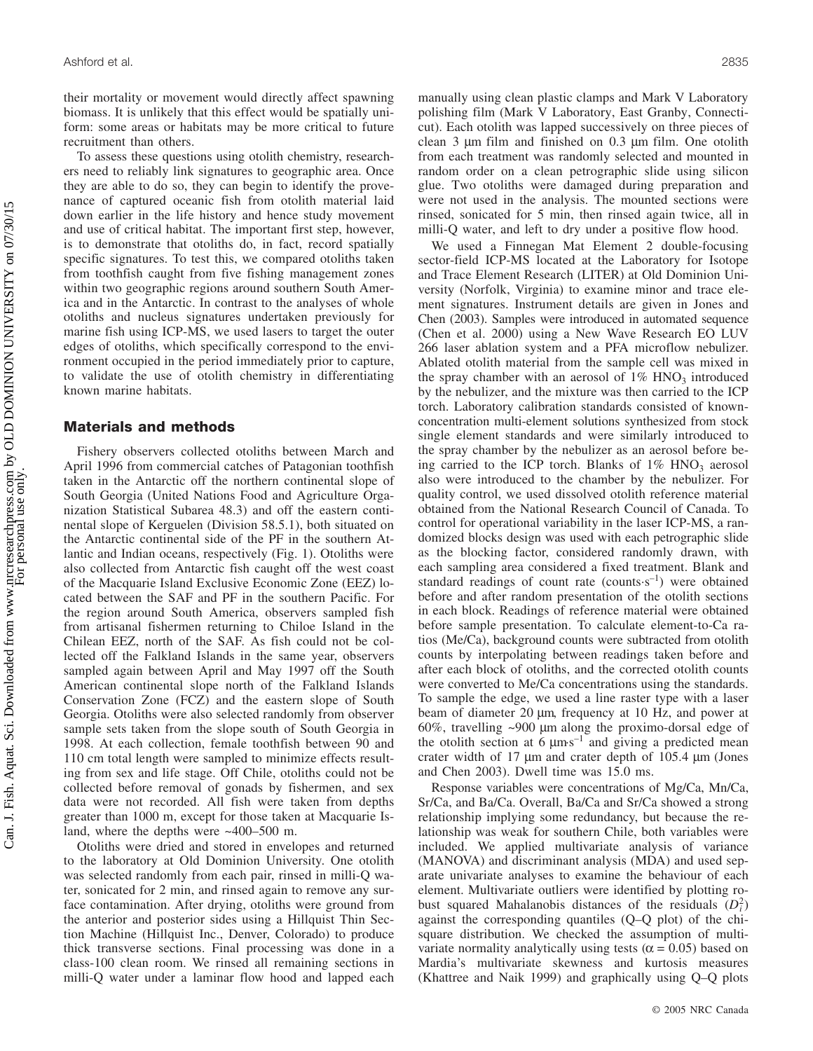their mortality or movement would directly affect spawning biomass. It is unlikely that this effect would be spatially uniform: some areas or habitats may be more critical to future recruitment than others.

To assess these questions using otolith chemistry, researchers need to reliably link signatures to geographic area. Once they are able to do so, they can begin to identify the provenance of captured oceanic fish from otolith material laid down earlier in the life history and hence study movement and use of critical habitat. The important first step, however, is to demonstrate that otoliths do, in fact, record spatially specific signatures. To test this, we compared otoliths taken from toothfish caught from five fishing management zones within two geographic regions around southern South America and in the Antarctic. In contrast to the analyses of whole otoliths and nucleus signatures undertaken previously for marine fish using ICP-MS, we used lasers to target the outer edges of otoliths, which specifically correspond to the environment occupied in the period immediately prior to capture, to validate the use of otolith chemistry in differentiating known marine habitats.

## Materials and methods

Fishery observers collected otoliths between March and April 1996 from commercial catches of Patagonian toothfish taken in the Antarctic off the northern continental slope of South Georgia (United Nations Food and Agriculture Organization Statistical Subarea 48.3) and off the eastern continental slope of Kerguelen (Division 58.5.1), both situated on the Antarctic continental side of the PF in the southern Atlantic and Indian oceans, respectively (Fig. 1). Otoliths were also collected from Antarctic fish caught off the west coast of the Macquarie Island Exclusive Economic Zone (EEZ) located between the SAF and PF in the southern Pacific. For the region around South America, observers sampled fish from artisanal fishermen returning to Chiloe Island in the Chilean EEZ, north of the SAF. As fish could not be collected off the Falkland Islands in the same year, observers sampled again between April and May 1997 off the South American continental slope north of the Falkland Islands Conservation Zone (FCZ) and the eastern slope of South Georgia. Otoliths were also selected randomly from observer sample sets taken from the slope south of South Georgia in 1998. At each collection, female toothfish between 90 and 110 cm total length were sampled to minimize effects resulting from sex and life stage. Off Chile, otoliths could not be collected before removal of gonads by fishermen, and sex data were not recorded. All fish were taken from depths greater than 1000 m, except for those taken at Macquarie Island, where the depths were ~400–500 m.

Otoliths were dried and stored in envelopes and returned to the laboratory at Old Dominion University. One otolith was selected randomly from each pair, rinsed in milli-Q water, sonicated for 2 min, and rinsed again to remove any surface contamination. After drying, otoliths were ground from the anterior and posterior sides using a Hillquist Thin Section Machine (Hillquist Inc., Denver, Colorado) to produce thick transverse sections. Final processing was done in a class-100 clean room. We rinsed all remaining sections in milli-Q water under a laminar flow hood and lapped each manually using clean plastic clamps and Mark V Laboratory polishing film (Mark V Laboratory, East Granby, Connecticut). Each otolith was lapped successively on three pieces of clean 3 μm film and finished on 0.3 μm film. One otolith from each treatment was randomly selected and mounted in random order on a clean petrographic slide using silicon glue. Two otoliths were damaged during preparation and were not used in the analysis. The mounted sections were rinsed, sonicated for 5 min, then rinsed again twice, all in milli-Q water, and left to dry under a positive flow hood.

We used a Finnegan Mat Element 2 double-focusing sector-field ICP-MS located at the Laboratory for Isotope and Trace Element Research (LITER) at Old Dominion University (Norfolk, Virginia) to examine minor and trace element signatures. Instrument details are given in Jones and Chen (2003). Samples were introduced in automated sequence (Chen et al. 2000) using a New Wave Research EO LUV 266 laser ablation system and a PFA microflow nebulizer. Ablated otolith material from the sample cell was mixed in the spray chamber with an aerosol of 1% $HNO_3$ introduced by the nebulizer, and the mixture was then carried to the ICP torch. Laboratory calibration standards consisted of known-concentration multi-element solutions synthesized from stock single element standards and were similarly introduced to the spray chamber by the nebulizer as an aerosol before being carried to the ICP torch. Blanks of 1% $HNO_3$ aerosol also were introduced to the chamber by the nebulizer. For quality control, we used dissolved otolith reference material obtained from the National Research Council of Canada. To control for operational variability in the laser ICP-MS, a randomized blocks design was used with each petrographic slide as the blocking factor, considered randomly drawn, with each sampling area considered a fixed treatment. Blank and standard readings of count rate (counts·s$^{-1}$) were obtained before and after random presentation of the otolith sections in each block. Readings of reference material were obtained before sample presentation. To calculate element-to-Ca ratios (Me/Ca), background counts were subtracted from otolith counts by interpolating between readings taken before and after each block of otoliths, and the corrected otolith counts were converted to Me/Ca concentrations using the standards. To sample the edge, we used a line raster type with a laser beam of diameter 20 μm, frequency at 10 Hz, and power at 60%, travelling ~900 μm along the proximo-dorsal edge of the otolith section at 6 μm·s$^{-1}$ and giving a predicted mean crater width of 17 μm and crater depth of 105.4 μm (Jones and Chen 2003). Dwell time was 15.0 ms.

Response variables were concentrations of Mg/Ca, Mn/Ca, Sr/Ca, and Ba/Ca. Overall, Ba/Ca and Sr/Ca showed a strong relationship implying some redundancy, but because the relationship was weak for southern Chile, both variables were included. We applied multivariate analysis of variance (MANOVA) and discriminant analysis (MDA) and used separate univariate analyses to examine the behaviour of each element. Multivariate outliers were identified by plotting robust squared Mahalanobis distances of the residuals ($D_i^2$) against the corresponding quantiles (Q–Q plot) of the chi-square distribution. We checked the assumption of multivariate normality analytically using tests ($\alpha = 0.05$) based on Mardia's multivariate skewness and kurtosis measures (Khattree and Naik 1999) and graphically using Q–Q plots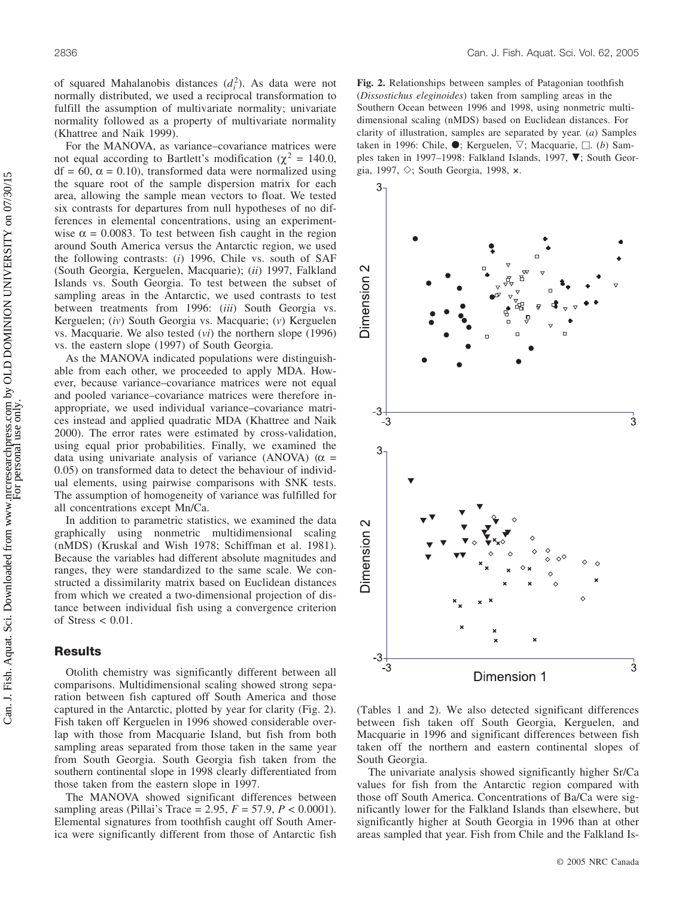of squared Mahalanobis distances ($d_i^2$). As data were not normally distributed, we used a reciprocal transformation to fulfill the assumption of multivariate normality; univariate normality followed as a property of multivariate normality (Khattree and Naik 1999).

For the MANOVA, as variance–covariance matrices were not equal according to Bartlett's modification ($\chi^2 = 140.0$, df = 60, $\alpha = 0.10$), transformed data were normalized using the square root of the sample dispersion matrix for each area, allowing the sample mean vectors to float. We tested six contrasts for departures from null hypotheses of no differences in elemental concentrations, using an experimentwise $\alpha = 0.0083$. To test between fish caught in the region around South America versus the Antarctic region, we used the following contrasts: (*i*) 1996, Chile vs. south of SAF (South Georgia, Kerguelen, Macquarie); (*ii*) 1997, Falkland Islands vs. South Georgia. To test between the subset of sampling areas in the Antarctic, we used contrasts to test between treatments from 1996: (*iii*) South Georgia vs. Kerguelen; (*iv*) South Georgia vs. Macquarie; (*v*) Kerguelen vs. Macquarie. We also tested (*vi*) the northern slope (1996) vs. the eastern slope (1997) of South Georgia.

As the MANOVA indicated populations were distinguishable from each other, we proceeded to apply MDA. However, because variance–covariance matrices were not equal and pooled variance–covariance matrices were therefore inappropriate, we used individual variance–covariance matrices instead and applied quadratic MDA (Khattree and Naik 2000). The error rates were estimated by cross-validation, using equal prior probabilities. Finally, we examined the data using univariate analysis of variance (ANOVA) ($\alpha = 0.05$) on transformed data to detect the behaviour of individual elements, using pairwise comparisons with SNK tests. The assumption of homogeneity of variance was fulfilled for all concentrations except Mn/Ca.

In addition to parametric statistics, we examined the data graphically using nonmetric multidimensional scaling (nMDS) (Kruskal and Wish 1978; Schiffman et al. 1981). Because the variables had different absolute magnitudes and ranges, they were standardized to the same scale. We constructed a dissimilarity matrix based on Euclidean distances from which we created a two-dimensional projection of distance between individual fish using a convergence criterion of Stress < 0.01.

## Results

Otolith chemistry was significantly different between all comparisons. Multidimensional scaling showed strong separation between fish captured off South America and those captured in the Antarctic, plotted by year for clarity (Fig. 2). Fish taken off Kerguelen in 1996 showed considerable overlap with those from Macquarie Island, but fish from both sampling areas separated from those taken in the same year from South Georgia. South Georgia fish taken from the southern continental slope in 1998 clearly differentiated from those taken from the eastern slope in 1997.

The MANOVA showed significant differences between sampling areas (Pillai's Trace = 2.95, $F = 57.9$, $P < 0.0001$). Elemental signatures from toothfish caught off South America were significantly different from those of Antarctic fish (Tables 1 and 2). We also detected significant differences between fish taken off South Georgia, Kerguelen, and Macquarie in 1996 and significant differences between fish taken off the northern and eastern continental slopes of South Georgia.

The univariate analysis showed significantly higher Sr/Ca values for fish from the Antarctic region compared with those off South America. Concentrations of Ba/Ca were significantly lower for the Falkland Islands than elsewhere, but significantly higher at South Georgia in 1996 than at other areas sampled that year. Fish from Chile and the Falkland Is-

**Fig. 2.** Relationships between samples of Patagonian toothfish (*Dissostichus eleginoides*) taken from sampling areas in the Southern Ocean between 1996 and 1998, using nonmetric multidimensional scaling (nMDS) based on Euclidean distances. For clarity of illustration, samples are separated by year. (*a*) Samples taken in 1996: Chile, ●; Kerguelen, ▽; Macquarie, □. (*b*) Samples taken in 1997–1998: Falkland Islands, 1997, ▼; South Georgia, 1997, ◇; South Georgia, 1998, ×.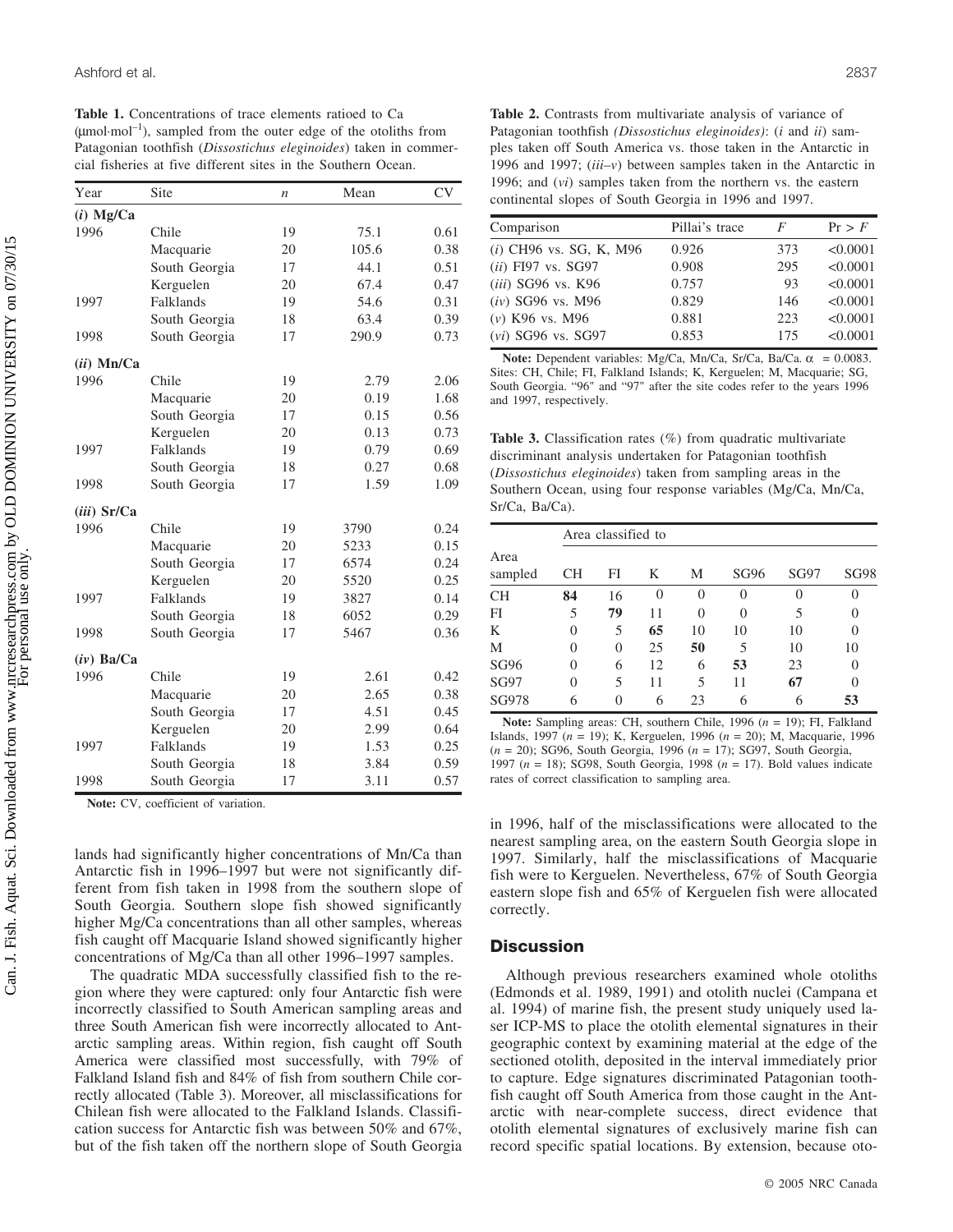**Table 1.** Concentrations of trace elements ratioed to Ca (μmol·mol$^{-1}$), sampled from the outer edge of the otoliths from Patagonian toothfish (*Dissostichus eleginoides*) taken in commercial fisheries at five different sites in the Southern Ocean.

| Year | Site | *n* | Mean | CV |
|---|---|---|---|---|
| **(*i*) Mg/Ca** | | | | |
| 1996 | Chile | 19 | 75.1 | 0.61 |
| | Macquarie | 20 | 105.6 | 0.38 |
| | South Georgia | 17 | 44.1 | 0.51 |
| | Kerguelen | 20 | 67.4 | 0.47 |
| 1997 | Falklands | 19 | 54.6 | 0.31 |
| | South Georgia | 18 | 63.4 | 0.39 |
| 1998 | South Georgia | 17 | 290.9 | 0.73 |
| **(*ii*) Mn/Ca** | | | | |
| 1996 | Chile | 19 | 2.79 | 2.06 |
| | Macquarie | 20 | 0.19 | 1.68 |
| | South Georgia | 17 | 0.15 | 0.56 |
| | Kerguelen | 20 | 0.13 | 0.73 |
| 1997 | Falklands | 19 | 0.79 | 0.69 |
| | South Georgia | 18 | 0.27 | 0.68 |
| 1998 | South Georgia | 17 | 1.59 | 1.09 |
| **(*iii*) Sr/Ca** | | | | |
| 1996 | Chile | 19 | 3790 | 0.24 |
| | Macquarie | 20 | 5233 | 0.15 |
| | South Georgia | 17 | 6574 | 0.24 |
| | Kerguelen | 20 | 5520 | 0.25 |
| 1997 | Falklands | 19 | 3827 | 0.14 |
| | South Georgia | 18 | 6052 | 0.29 |
| 1998 | South Georgia | 17 | 5467 | 0.36 |
| **(*iv*) Ba/Ca** | | | | |
| 1996 | Chile | 19 | 2.61 | 0.42 |
| | Macquarie | 20 | 2.65 | 0.38 |
| | South Georgia | 17 | 4.51 | 0.45 |
| | Kerguelen | 20 | 2.99 | 0.64 |
| 1997 | Falklands | 19 | 1.53 | 0.25 |
| | South Georgia | 18 | 3.84 | 0.59 |
| 1998 | South Georgia | 17 | 3.11 | 0.57 |

**Note:** CV, coefficient of variation.

lands had significantly higher concentrations of Mn/Ca than Antarctic fish in 1996–1997 but were not significantly different from fish taken in 1998 from the southern slope of South Georgia. Southern slope fish showed significantly higher Mg/Ca concentrations than all other samples, whereas fish caught off Macquarie Island showed significantly higher concentrations of Mg/Ca than all other 1996–1997 samples.

The quadratic MDA successfully classified fish to the region where they were captured: only four Antarctic fish were incorrectly classified to South American sampling areas and three South American fish were incorrectly allocated to Antarctic sampling areas. Within region, fish caught off South America were classified most successfully, with 79% of Falkland Island fish and 84% of fish from southern Chile correctly allocated (Table 3). Moreover, all misclassifications for Chilean fish were allocated to the Falkland Islands. Classification success for Antarctic fish was between 50% and 67%, but of the fish taken off the northern slope of South Georgia in 1996, half of the misclassifications were allocated to the nearest sampling area, on the eastern South Georgia slope in 1997. Similarly, half the misclassifications of Macquarie fish were to Kerguelen. Nevertheless, 67% of South Georgia eastern slope fish and 65% of Kerguelen fish were allocated correctly.

**Table 2.** Contrasts from multivariate analysis of variance of Patagonian toothfish *(Dissostichus eleginoides)*: (*i* and *ii*) samples taken off South America vs. those taken in the Antarctic in 1996 and 1997; (*iii*–*v*) between samples taken in the Antarctic in 1996; and (*vi*) samples taken from the northern vs. the eastern continental slopes of South Georgia in 1996 and 1997.

| Comparison | Pillai's trace | *F* | Pr > *F* |
|---|---|---|---|
| (*i*) CH96 vs. SG, K, M96 | 0.926 | 373 | <0.0001 |
| (*ii*) FI97 vs. SG97 | 0.908 | 295 | <0.0001 |
| (*iii*) SG96 vs. K96 | 0.757 | 93 | <0.0001 |
| (*iv*) SG96 vs. M96 | 0.829 | 146 | <0.0001 |
| (*v*) K96 vs. M96 | 0.881 | 223 | <0.0001 |
| (*vi*) SG96 vs. SG97 | 0.853 | 175 | <0.0001 |

**Note:** Dependent variables: Mg/Ca, Mn/Ca, Sr/Ca, Ba/Ca. $\alpha$ = 0.0083. Sites: CH, Chile; FI, Falkland Islands; K, Kerguelen; M, Macquarie; SG, South Georgia. "96" and "97" after the site codes refer to the years 1996 and 1997, respectively.

**Table 3.** Classification rates (%) from quadratic multivariate discriminant analysis undertaken for Patagonian toothfish (*Dissostichus eleginoides*) taken from sampling areas in the Southern Ocean, using four response variables (Mg/Ca, Mn/Ca, Sr/Ca, Ba/Ca).

| Area sampled | Area classified to | | | | | | |
|---|---|---|---|---|---|---|---|
| | CH | FI | K | M | SG96 | SG97 | SG98 |
| CH | **84** | 16 | 0 | 0 | 0 | 0 | 0 |
| FI | 5 | **79** | 11 | 0 | 0 | 5 | 0 |
| K | 0 | 5 | **65** | 10 | 10 | 10 | 0 |
| M | 0 | 0 | 25 | **50** | 5 | 10 | 10 |
| SG96 | 0 | 6 | 12 | 6 | **53** | 23 | 0 |
| SG97 | 0 | 5 | 11 | 5 | 11 | **67** | 0 |
| SG978 | 6 | 0 | 6 | 23 | 6 | 6 | **53** |

**Note:** Sampling areas: CH, southern Chile, 1996 (*n* = 19); FI, Falkland Islands, 1997 (*n* = 19); K, Kerguelen, 1996 (*n* = 20); M, Macquarie, 1996 (*n* = 20); SG96, South Georgia, 1996 (*n* = 17); SG97, South Georgia, 1997 (*n* = 18); SG98, South Georgia, 1998 (*n* = 17). Bold values indicate rates of correct classification to sampling area.

## Discussion

Although previous researchers examined whole otoliths (Edmonds et al. 1989, 1991) and otolith nuclei (Campana et al. 1994) of marine fish, the present study uniquely used laser ICP-MS to place the otolith elemental signatures in their geographic context by examining material at the edge of the sectioned otolith, deposited in the interval immediately prior to capture. Edge signatures discriminated Patagonian toothfish caught off South America from those caught in the Antarctic with near-complete success, direct evidence that otolith elemental signatures of exclusively marine fish can record specific spatial locations. By extension, because oto-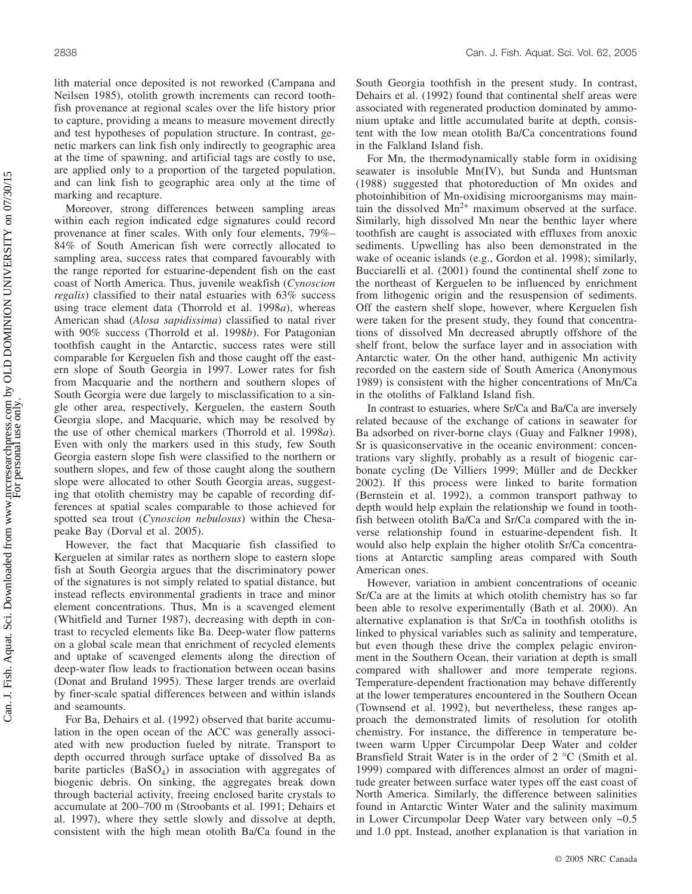lith material once deposited is not reworked (Campana and Neilsen 1985), otolith growth increments can record toothfish provenance at regional scales over the life history prior to capture, providing a means to measure movement directly and test hypotheses of population structure. In contrast, genetic markers can link fish only indirectly to geographic area at the time of spawning, and artificial tags are costly to use, are applied only to a proportion of the targeted population, and can link fish to geographic area only at the time of marking and recapture.

Moreover, strong differences between sampling areas within each region indicated edge signatures could record provenance at finer scales. With only four elements, 79%–84% of South American fish were correctly allocated to sampling area, success rates that compared favourably with the range reported for estuarine-dependent fish on the east coast of North America. Thus, juvenile weakfish (*Cynoscion regalis*) classified to their natal estuaries with 63% success using trace element data (Thorrold et al. 1998*a*), whereas American shad (*Alosa sapidissima*) classified to natal river with 90% success (Thorrold et al. 1998*b*). For Patagonian toothfish caught in the Antarctic, success rates were still comparable for Kerguelen fish and those caught off the eastern slope of South Georgia in 1997. Lower rates for fish from Macquarie and the northern and southern slopes of South Georgia were due largely to misclassification to a single other area, respectively, Kerguelen, the eastern South Georgia slope, and Macquarie, which may be resolved by the use of other chemical markers (Thorrold et al. 1998*a*). Even with only the markers used in this study, few South Georgia eastern slope fish were classified to the northern or southern slopes, and few of those caught along the southern slope were allocated to other South Georgia areas, suggesting that otolith chemistry may be capable of recording differences at spatial scales comparable to those achieved for spotted sea trout (*Cynoscion nebulosus*) within the Chesapeake Bay (Dorval et al. 2005).

However, the fact that Macquarie fish classified to Kerguelen at similar rates as northern slope to eastern slope fish at South Georgia argues that the discriminatory power of the signatures is not simply related to spatial distance, but instead reflects environmental gradients in trace and minor element concentrations. Thus, Mn is a scavenged element (Whitfield and Turner 1987), decreasing with depth in contrast to recycled elements like Ba. Deep-water flow patterns on a global scale mean that enrichment of recycled elements and uptake of scavenged elements along the direction of deep-water flow leads to fractionation between ocean basins (Donat and Bruland 1995). These larger trends are overlaid by finer-scale spatial differences between and within islands and seamounts.

For Ba, Dehairs et al. (1992) observed that barite accumulation in the open ocean of the ACC was generally associated with new production fueled by nitrate. Transport to depth occurred through surface uptake of dissolved Ba as barite particles ($BaSO_4$) in association with aggregates of biogenic debris. On sinking, the aggregates break down through bacterial activity, freeing enclosed barite crystals to accumulate at 200–700 m (Stroobants et al. 1991; Dehairs et al. 1997), where they settle slowly and dissolve at depth, consistent with the high mean otolith Ba/Ca found in the South Georgia toothfish in the present study. In contrast, Dehairs et al. (1992) found that continental shelf areas were associated with regenerated production dominated by ammonium uptake and little accumulated barite at depth, consistent with the low mean otolith Ba/Ca concentrations found in the Falkland Island fish.

For Mn, the thermodynamically stable form in oxidising seawater is insoluble Mn(IV), but Sunda and Huntsman (1988) suggested that photoreduction of Mn oxides and photoinhibition of Mn-oxidising microorganisms may maintain the dissolved $Mn^{2+}$ maximum observed at the surface. Similarly, high dissolved Mn near the benthic layer where toothfish are caught is associated with effluxes from anoxic sediments. Upwelling has also been demonstrated in the wake of oceanic islands (e.g., Gordon et al. 1998); similarly, Bucciarelli et al. (2001) found the continental shelf zone to the northeast of Kerguelen to be influenced by enrichment from lithogenic origin and the resuspension of sediments. Off the eastern shelf slope, however, where Kerguelen fish were taken for the present study, they found that concentrations of dissolved Mn decreased abruptly offshore of the shelf front, below the surface layer and in association with Antarctic water. On the other hand, authigenic Mn activity recorded on the eastern side of South America (Anonymous 1989) is consistent with the higher concentrations of Mn/Ca in the otoliths of Falkland Island fish.

In contrast to estuaries, where Sr/Ca and Ba/Ca are inversely related because of the exchange of cations in seawater for Ba adsorbed on river-borne clays (Guay and Falkner 1998), Sr is quasiconservative in the oceanic environment: concentrations vary slightly, probably as a result of biogenic carbonate cycling (De Villiers 1999; Müller and de Deckker 2002). If this process were linked to barite formation (Bernstein et al. 1992), a common transport pathway to depth would help explain the relationship we found in toothfish between otolith Ba/Ca and Sr/Ca compared with the inverse relationship found in estuarine-dependent fish. It would also help explain the higher otolith Sr/Ca concentrations at Antarctic sampling areas compared with South American ones.

However, variation in ambient concentrations of oceanic Sr/Ca are at the limits at which otolith chemistry has so far been able to resolve experimentally (Bath et al. 2000). An alternative explanation is that Sr/Ca in toothfish otoliths is linked to physical variables such as salinity and temperature, but even though these drive the complex pelagic environment in the Southern Ocean, their variation at depth is small compared with shallower and more temperate regions. Temperature-dependent fractionation may behave differently at the lower temperatures encountered in the Southern Ocean (Townsend et al. 1992), but nevertheless, these ranges approach the demonstrated limits of resolution for otolith chemistry. For instance, the difference in temperature between warm Upper Circumpolar Deep Water and colder Bransfield Strait Water is in the order of 2 °C (Smith et al. 1999) compared with differences almost an order of magnitude greater between surface water types off the east coast of North America. Similarly, the difference between salinities found in Antarctic Winter Water and the salinity maximum in Lower Circumpolar Deep Water vary between only ~0.5 and 1.0 ppt. Instead, another explanation is that variation in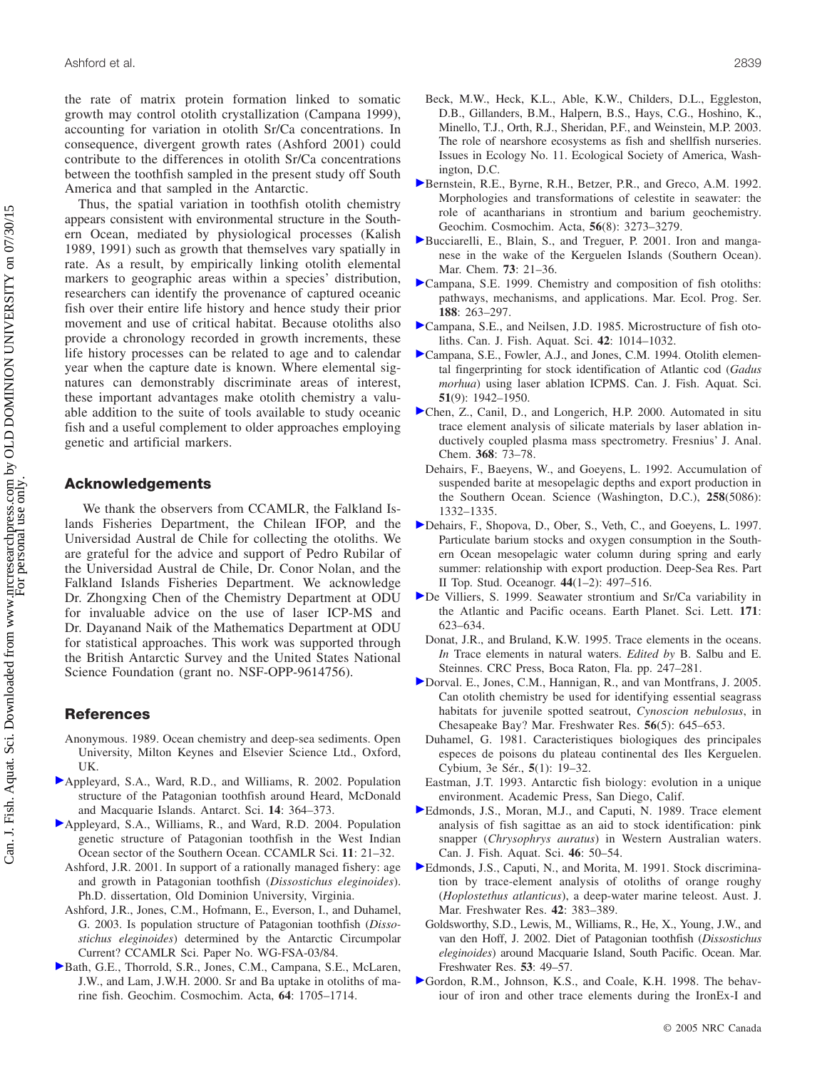the rate of matrix protein formation linked to somatic growth may control otolith crystallization (Campana 1999), accounting for variation in otolith Sr/Ca concentrations. In consequence, divergent growth rates (Ashford 2001) could contribute to the differences in otolith Sr/Ca concentrations between the toothfish sampled in the present study off South America and that sampled in the Antarctic.

Thus, the spatial variation in toothfish otolith chemistry appears consistent with environmental structure in the Southern Ocean, mediated by physiological processes (Kalish 1989, 1991) such as growth that themselves vary spatially in rate. As a result, by empirically linking otolith elemental markers to geographic areas within a species' distribution, researchers can identify the provenance of captured oceanic fish over their entire life history and hence study their prior movement and use of critical habitat. Because otoliths also provide a chronology recorded in growth increments, these life history processes can be related to age and to calendar year when the capture date is known. Where elemental signatures can demonstrably discriminate areas of interest, these important advantages make otolith chemistry a valuable addition to the suite of tools available to study oceanic fish and a useful complement to older approaches employing genetic and artificial markers.

## Acknowledgements

We thank the observers from CCAMLR, the Falkland Islands Fisheries Department, the Chilean IFOP, and the Universidad Austral de Chile for collecting the otoliths. We are grateful for the advice and support of Pedro Rubilar of the Universidad Austral de Chile, Dr. Conor Nolan, and the Falkland Islands Fisheries Department. We acknowledge Dr. Zhongxing Chen of the Chemistry Department at ODU for invaluable advice on the use of laser ICP-MS and Dr. Dayanand Naik of the Mathematics Department at ODU for statistical approaches. This work was supported through the British Antarctic Survey and the United States National Science Foundation (grant no. NSF-OPP-9614756).

## References

Anonymous. 1989. Ocean chemistry and deep-sea sediments. Open University, Milton Keynes and Elsevier Science Ltd., Oxford, UK.

Appleyard, S.A., Ward, R.D., and Williams, R. 2002. Population structure of the Patagonian toothfish around Heard, McDonald and Macquarie Islands. Antarct. Sci. **14**: 364–373.

Appleyard, S.A., Williams, R., and Ward, R.D. 2004. Population genetic structure of Patagonian toothfish in the West Indian Ocean sector of the Southern Ocean. CCAMLR Sci. **11**: 21–32.

Ashford, J.R. 2001. In support of a rationally managed fishery: age and growth in Patagonian toothfish (*Dissostichus eleginoides*). Ph.D. dissertation, Old Dominion University, Virginia.

Ashford, J.R., Jones, C.M., Hofmann, E., Everson, I., and Duhamel, G. 2003. Is population structure of Patagonian toothfish (*Dissostichus eleginoides*) determined by the Antarctic Circumpolar Current? CCAMLR Sci. Paper No. WG-FSA-03/84.

Bath, G.E., Thorrold, S.R., Jones, C.M., Campana, S.E., McLaren, J.W., and Lam, J.W.H. 2000. Sr and Ba uptake in otoliths of marine fish. Geochim. Cosmochim. Acta, **64**: 1705–1714.

Beck, M.W., Heck, K.L., Able, K.W., Childers, D.L., Eggleston, D.B., Gillanders, B.M., Halpern, B.S., Hays, C.G., Hoshino, K., Minello, T.J., Orth, R.J., Sheridan, P.F., and Weinstein, M.P. 2003. The role of nearshore ecosystems as fish and shellfish nurseries. Issues in Ecology No. 11. Ecological Society of America, Washington, D.C.

Bernstein, R.E., Byrne, R.H., Betzer, P.R., and Greco, A.M. 1992. Morphologies and transformations of celestite in seawater: the role of acantharians in strontium and barium geochemistry. Geochim. Cosmochim. Acta, **56**(8): 3273–3279.

Bucciarelli, E., Blain, S., and Treguer, P. 2001. Iron and manganese in the wake of the Kerguelen Islands (Southern Ocean). Mar. Chem. **73**: 21–36.

Campana, S.E. 1999. Chemistry and composition of fish otoliths: pathways, mechanisms, and applications. Mar. Ecol. Prog. Ser. **188**: 263–297.

Campana, S.E., and Neilsen, J.D. 1985. Microstructure of fish otoliths. Can. J. Fish. Aquat. Sci. **42**: 1014–1032.

Campana, S.E., Fowler, A.J., and Jones, C.M. 1994. Otolith elemental fingerprinting for stock identification of Atlantic cod (*Gadus morhua*) using laser ablation ICPMS. Can. J. Fish. Aquat. Sci. **51**(9): 1942–1950.

Chen, Z., Canil, D., and Longerich, H.P. 2000. Automated in situ trace element analysis of silicate materials by laser ablation inductively coupled plasma mass spectrometry. Fresnius' J. Anal. Chem. **368**: 73–78.

Dehairs, F., Baeyens, W., and Goeyens, L. 1992. Accumulation of suspended barite at mesopelagic depths and export production in the Southern Ocean. Science (Washington, D.C.), **258**(5086): 1332–1335.

Dehairs, F., Shopova, D., Ober, S., Veth, C., and Goeyens, L. 1997. Particulate barium stocks and oxygen consumption in the Southern Ocean mesopelagic water column during spring and early summer: relationship with export production. Deep-Sea Res. Part II Top. Stud. Oceanogr. **44**(1–2): 497–516.

De Villiers, S. 1999. Seawater strontium and Sr/Ca variability in the Atlantic and Pacific oceans. Earth Planet. Sci. Lett. **171**: 623–634.

Donat, J.R., and Bruland, K.W. 1995. Trace elements in the oceans. *In* Trace elements in natural waters. *Edited by* B. Salbu and E. Steinnes. CRC Press, Boca Raton, Fla. pp. 247–281.

Dorval. E., Jones, C.M., Hannigan, R., and van Montfrans, J. 2005. Can otolith chemistry be used for identifying essential seagrass habitats for juvenile spotted seatrout, *Cynoscion nebulosus*, in Chesapeake Bay? Mar. Freshwater Res. **56**(5): 645–653.

Duhamel, G. 1981. Caracteristiques biologiques des principales especes de poisons du plateau continental des Iles Kerguelen. Cybium, 3e Sér., **5**(1): 19–32.

Eastman, J.T. 1993. Antarctic fish biology: evolution in a unique environment. Academic Press, San Diego, Calif.

Edmonds, J.S., Moran, M.J., and Caputi, N. 1989. Trace element analysis of fish sagittae as an aid to stock identification: pink snapper (*Chrysophrys auratus*) in Western Australian waters. Can. J. Fish. Aquat. Sci. **46**: 50–54.

Edmonds, J.S., Caputi, N., and Morita, M. 1991. Stock discrimination by trace-element analysis of otoliths of orange roughy (*Hoplostethus atlanticus*), a deep-water marine teleost. Aust. J. Mar. Freshwater Res. **42**: 383–389.

Goldsworthy, S.D., Lewis, M., Williams, R., He, X., Young, J.W., and van den Hoff, J. 2002. Diet of Patagonian toothfish (*Dissostichus eleginoides*) around Macquarie Island, South Pacific. Ocean. Mar. Freshwater Res. **53**: 49–57.

Gordon, R.M., Johnson, K.S., and Coale, K.H. 1998. The behaviour of iron and other trace elements during the IronEx-I and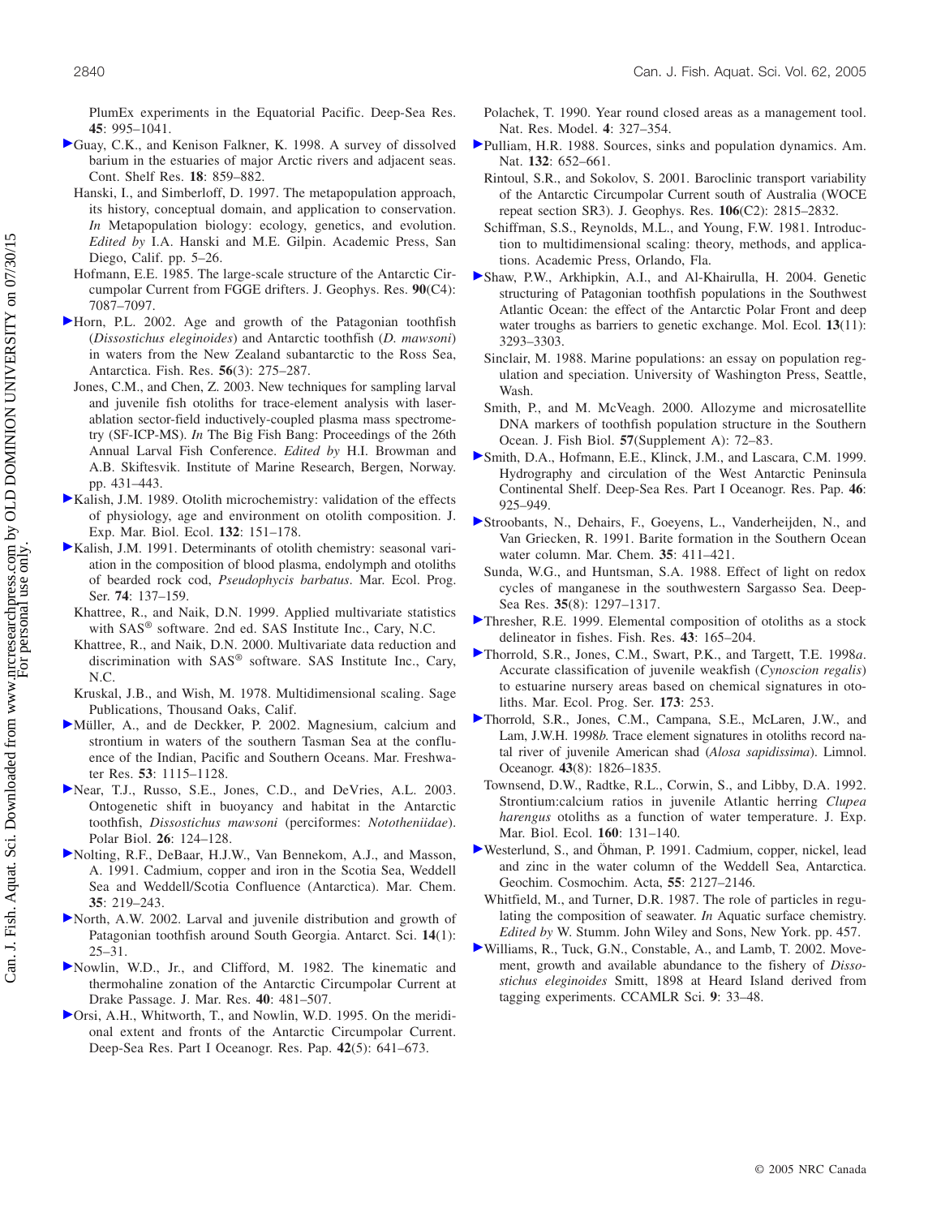PlumEx experiments in the Equatorial Pacific. Deep-Sea Res. **45**: 995–1041.

Guay, C.K., and Kenison Falkner, K. 1998. A survey of dissolved barium in the estuaries of major Arctic rivers and adjacent seas. Cont. Shelf Res. **18**: 859–882.

Hanski, I., and Simberloff, D. 1997. The metapopulation approach, its history, conceptual domain, and application to conservation. *In* Metapopulation biology: ecology, genetics, and evolution. *Edited by* I.A. Hanski and M.E. Gilpin. Academic Press, San Diego, Calif. pp. 5–26.

Hofmann, E.E. 1985. The large-scale structure of the Antarctic Circumpolar Current from FGGE drifters. J. Geophys. Res. **90**(C4): 7087–7097.

Horn, P.L. 2002. Age and growth of the Patagonian toothfish (*Dissostichus eleginoides*) and Antarctic toothfish (*D. mawsoni*) in waters from the New Zealand subantarctic to the Ross Sea, Antarctica. Fish. Res. **56**(3): 275–287.

Jones, C.M., and Chen, Z. 2003. New techniques for sampling larval and juvenile fish otoliths for trace-element analysis with laser-ablation sector-field inductively-coupled plasma mass spectrometry (SF-ICP-MS). *In* The Big Fish Bang: Proceedings of the 26th Annual Larval Fish Conference. *Edited by* H.I. Browman and A.B. Skiftesvik. Institute of Marine Research, Bergen, Norway. pp. 431–443.

Kalish, J.M. 1989. Otolith microchemistry: validation of the effects of physiology, age and environment on otolith composition. J. Exp. Mar. Biol. Ecol. **132**: 151–178.

Kalish, J.M. 1991. Determinants of otolith chemistry: seasonal variation in the composition of blood plasma, endolymph and otoliths of bearded rock cod, *Pseudophycis barbatus*. Mar. Ecol. Prog. Ser. **74**: 137–159.

Khattree, R., and Naik, D.N. 1999. Applied multivariate statistics with SAS® software. 2nd ed. SAS Institute Inc., Cary, N.C.

Khattree, R., and Naik, D.N. 2000. Multivariate data reduction and discrimination with SAS® software. SAS Institute Inc., Cary, N.C.

Kruskal, J.B., and Wish, M. 1978. Multidimensional scaling. Sage Publications, Thousand Oaks, Calif.

Müller, A., and de Deckker, P. 2002. Magnesium, calcium and strontium in waters of the southern Tasman Sea at the confluence of the Indian, Pacific and Southern Oceans. Mar. Freshwater Res. **53**: 1115–1128.

Near, T.J., Russo, S.E., Jones, C.D., and DeVries, A.L. 2003. Ontogenetic shift in buoyancy and habitat in the Antarctic toothfish, *Dissostichus mawsoni* (perciformes: *Nototheniidae*). Polar Biol. **26**: 124–128.

Nolting, R.F., DeBaar, H.J.W., Van Bennekom, A.J., and Masson, A. 1991. Cadmium, copper and iron in the Scotia Sea, Weddell Sea and Weddell/Scotia Confluence (Antarctica). Mar. Chem. **35**: 219–243.

North, A.W. 2002. Larval and juvenile distribution and growth of Patagonian toothfish around South Georgia. Antarct. Sci. **14**(1): 25–31.

Nowlin, W.D., Jr., and Clifford, M. 1982. The kinematic and thermohaline zonation of the Antarctic Circumpolar Current at Drake Passage. J. Mar. Res. **40**: 481–507.

Orsi, A.H., Whitworth, T., and Nowlin, W.D. 1995. On the meridional extent and fronts of the Antarctic Circumpolar Current. Deep-Sea Res. Part I Oceanogr. Res. Pap. **42**(5): 641–673.

Polachek, T. 1990. Year round closed areas as a management tool. Nat. Res. Model. **4**: 327–354.

Pulliam, H.R. 1988. Sources, sinks and population dynamics. Am. Nat. **132**: 652–661.

Rintoul, S.R., and Sokolov, S. 2001. Baroclinic transport variability of the Antarctic Circumpolar Current south of Australia (WOCE repeat section SR3). J. Geophys. Res. **106**(C2): 2815–2832.

Schiffman, S.S., Reynolds, M.L., and Young, F.W. 1981. Introduction to multidimensional scaling: theory, methods, and applications. Academic Press, Orlando, Fla.

Shaw, P.W., Arkhipkin, A.I., and Al-Khairulla, H. 2004. Genetic structuring of Patagonian toothfish populations in the Southwest Atlantic Ocean: the effect of the Antarctic Polar Front and deep water troughs as barriers to genetic exchange. Mol. Ecol. **13**(11): 3293–3303.

Sinclair, M. 1988. Marine populations: an essay on population regulation and speciation. University of Washington Press, Seattle, Wash.

Smith, P., and M. McVeagh. 2000. Allozyme and microsatellite DNA markers of toothfish population structure in the Southern Ocean. J. Fish Biol. **57**(Supplement A): 72–83.

Smith, D.A., Hofmann, E.E., Klinck, J.M., and Lascara, C.M. 1999. Hydrography and circulation of the West Antarctic Peninsula Continental Shelf. Deep-Sea Res. Part I Oceanogr. Res. Pap. **46**: 925–949.

Stroobants, N., Dehairs, F., Goeyens, L., Vanderheijden, N., and Van Griecken, R. 1991. Barite formation in the Southern Ocean water column. Mar. Chem. **35**: 411–421.

Sunda, W.G., and Huntsman, S.A. 1988. Effect of light on redox cycles of manganese in the southwestern Sargasso Sea. Deep-Sea Res. **35**(8): 1297–1317.

Thresher, R.E. 1999. Elemental composition of otoliths as a stock delineator in fishes. Fish. Res. **43**: 165–204.

Thorrold, S.R., Jones, C.M., Swart, P.K., and Targett, T.E. 1998*a*. Accurate classification of juvenile weakfish (*Cynoscion regalis*) to estuarine nursery areas based on chemical signatures in otoliths. Mar. Ecol. Prog. Ser. **173**: 253.

Thorrold, S.R., Jones, C.M., Campana, S.E., McLaren, J.W., and Lam, J.W.H. 1998*b*. Trace element signatures in otoliths record natal river of juvenile American shad (*Alosa sapidissima*). Limnol. Oceanogr. **43**(8): 1826–1835.

Townsend, D.W., Radtke, R.L., Corwin, S., and Libby, D.A. 1992. Strontium:calcium ratios in juvenile Atlantic herring *Clupea harengus* otoliths as a function of water temperature. J. Exp. Mar. Biol. Ecol. **160**: 131–140.

Westerlund, S., and Öhman, P. 1991. Cadmium, copper, nickel, lead and zinc in the water column of the Weddell Sea, Antarctica. Geochim. Cosmochim. Acta, **55**: 2127–2146.

Whitfield, M., and Turner, D.R. 1987. The role of particles in regulating the composition of seawater. *In* Aquatic surface chemistry. *Edited by* W. Stumm. John Wiley and Sons, New York. pp. 457.

Williams, R., Tuck, G.N., Constable, A., and Lamb, T. 2002. Movement, growth and available abundance to the fishery of *Dissostichus eleginoides* Smitt, 1898 at Heard Island derived from tagging experiments. CCAMLR Sci. **9**: 33–48.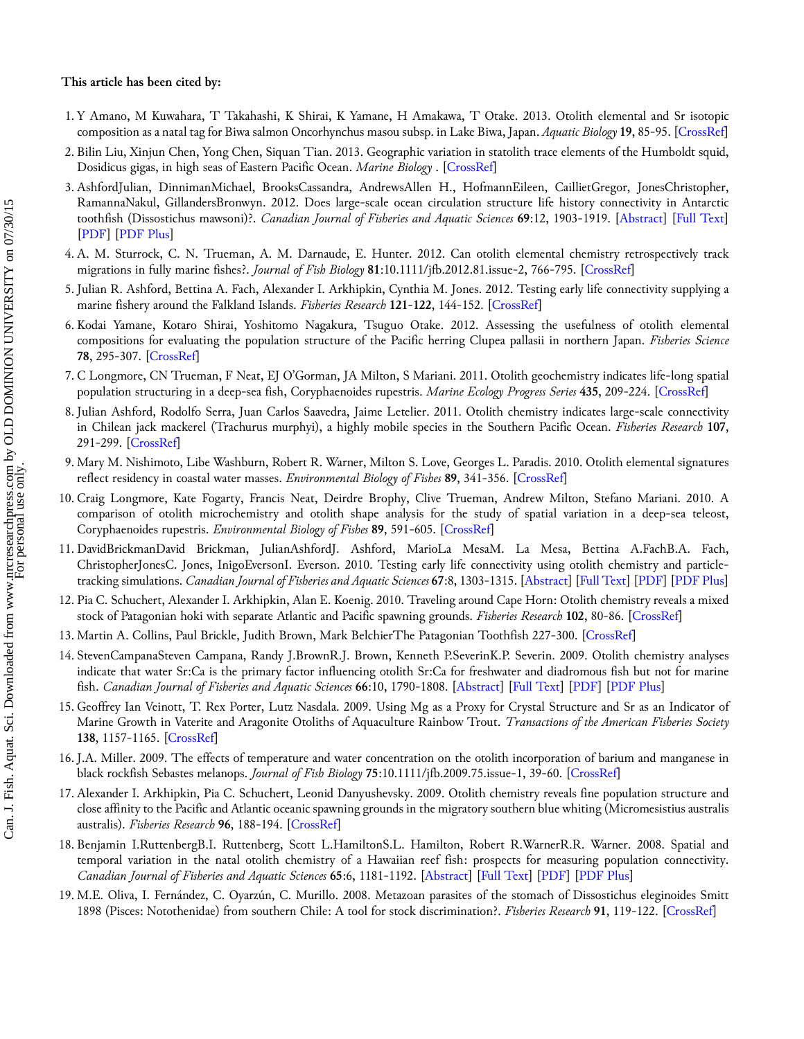**This article has been cited by:**

1. Y Amano, M Kuwahara, T Takahashi, K Shirai, K Yamane, H Amakawa, T Otake. 2013. Otolith elemental and Sr isotopic composition as a natal tag for Biwa salmon Oncorhynchus masou subsp. in Lake Biwa, Japan. *Aquatic Biology* **19**, 85-95. [CrossRef]
2. Bilin Liu, Xinjun Chen, Yong Chen, Siquan Tian. 2013. Geographic variation in statolith trace elements of the Humboldt squid, Dosidicus gigas, in high seas of Eastern Pacific Ocean. *Marine Biology* . [CrossRef]
3. AshfordJulian, DinnimanMichael, BrooksCassandra, AndrewsAllen H., HofmannEileen, CaillietGregor, JonesChristopher, RamannaNakul, GillandersBronwyn. 2012. Does large-scale ocean circulation structure life history connectivity in Antarctic toothfish (Dissostichus mawsoni)?. *Canadian Journal of Fisheries and Aquatic Sciences* **69**:12, 1903-1919. [Abstract] [Full Text] [PDF] [PDF Plus]
4. A. M. Sturrock, C. N. Trueman, A. M. Darnaude, E. Hunter. 2012. Can otolith elemental chemistry retrospectively track migrations in fully marine fishes?. *Journal of Fish Biology* **81**:10.1111/jfb.2012.81.issue-2, 766-795. [CrossRef]
5. Julian R. Ashford, Bettina A. Fach, Alexander I. Arkhipkin, Cynthia M. Jones. 2012. Testing early life connectivity supplying a marine fishery around the Falkland Islands. *Fisheries Research* **121-122**, 144-152. [CrossRef]
6. Kodai Yamane, Kotaro Shirai, Yoshitomo Nagakura, Tsuguo Otake. 2012. Assessing the usefulness of otolith elemental compositions for evaluating the population structure of the Pacific herring Clupea pallasii in northern Japan. *Fisheries Science* **78**, 295-307. [CrossRef]
7. C Longmore, CN Trueman, F Neat, EJ O'Gorman, JA Milton, S Mariani. 2011. Otolith geochemistry indicates life-long spatial population structuring in a deep-sea fish, Coryphaenoides rupestris. *Marine Ecology Progress Series* **435**, 209-224. [CrossRef]
8. Julian Ashford, Rodolfo Serra, Juan Carlos Saavedra, Jaime Letelier. 2011. Otolith chemistry indicates large-scale connectivity in Chilean jack mackerel (Trachurus murphyi), a highly mobile species in the Southern Pacific Ocean. *Fisheries Research* **107**, 291-299. [CrossRef]
9. Mary M. Nishimoto, Libe Washburn, Robert R. Warner, Milton S. Love, Georges L. Paradis. 2010. Otolith elemental signatures reflect residency in coastal water masses. *Environmental Biology of Fishes* **89**, 341-356. [CrossRef]
10. Craig Longmore, Kate Fogarty, Francis Neat, Deirdre Brophy, Clive Trueman, Andrew Milton, Stefano Mariani. 2010. A comparison of otolith microchemistry and otolith shape analysis for the study of spatial variation in a deep-sea teleost, Coryphaenoides rupestris. *Environmental Biology of Fishes* **89**, 591-605. [CrossRef]
11. DavidBrickmanDavid Brickman, JulianAshfordJ. Ashford, MarioLa MesaM. La Mesa, Bettina A.FachB.A. Fach, ChristopherJonesC. Jones, InigoEversonI. Everson. 2010. Testing early life connectivity using otolith chemistry and particle-tracking simulations. *Canadian Journal of Fisheries and Aquatic Sciences* **67**:8, 1303-1315. [Abstract] [Full Text] [PDF] [PDF Plus]
12. Pia C. Schuchert, Alexander I. Arkhipkin, Alan E. Koenig. 2010. Traveling around Cape Horn: Otolith chemistry reveals a mixed stock of Patagonian hoki with separate Atlantic and Pacific spawning grounds. *Fisheries Research* **102**, 80-86. [CrossRef]
13. Martin A. Collins, Paul Brickle, Judith Brown, Mark BelchierThe Patagonian Toothfish 227-300. [CrossRef]
14. StevenCampanaSteven Campana, Randy J.BrownR.J. Brown, Kenneth P.SeverinK.P. Severin. 2009. Otolith chemistry analyses indicate that water Sr:Ca is the primary factor influencing otolith Sr:Ca for freshwater and diadromous fish but not for marine fish. *Canadian Journal of Fisheries and Aquatic Sciences* **66**:10, 1790-1808. [Abstract] [Full Text] [PDF] [PDF Plus]
15. Geoffrey Ian Veinott, T. Rex Porter, Lutz Nasdala. 2009. Using Mg as a Proxy for Crystal Structure and Sr as an Indicator of Marine Growth in Vaterite and Aragonite Otoliths of Aquaculture Rainbow Trout. *Transactions of the American Fisheries Society* **138**, 1157-1165. [CrossRef]
16. J.A. Miller. 2009. The effects of temperature and water concentration on the otolith incorporation of barium and manganese in black rockfish Sebastes melanops. *Journal of Fish Biology* **75**:10.1111/jfb.2009.75.issue-1, 39-60. [CrossRef]
17. Alexander I. Arkhipkin, Pia C. Schuchert, Leonid Danyushevsky. 2009. Otolith chemistry reveals fine population structure and close affinity to the Pacific and Atlantic oceanic spawning grounds in the migratory southern blue whiting (Micromesistius australis australis). *Fisheries Research* **96**, 188-194. [CrossRef]
18. Benjamin I.RuttenbergB.I. Ruttenberg, Scott L.HamiltonS.L. Hamilton, Robert R.WarnerR.R. Warner. 2008. Spatial and temporal variation in the natal otolith chemistry of a Hawaiian reef fish: prospects for measuring population connectivity. *Canadian Journal of Fisheries and Aquatic Sciences* **65**:6, 1181-1192. [Abstract] [Full Text] [PDF] [PDF Plus]
19. M.E. Oliva, I. Fernández, C. Oyarzún, C. Murillo. 2008. Metazoan parasites of the stomach of Dissostichus eleginoides Smitt 1898 (Pisces: Notothenidae) from southern Chile: A tool for stock discrimination?. *Fisheries Research* **91**, 119-122. [CrossRef]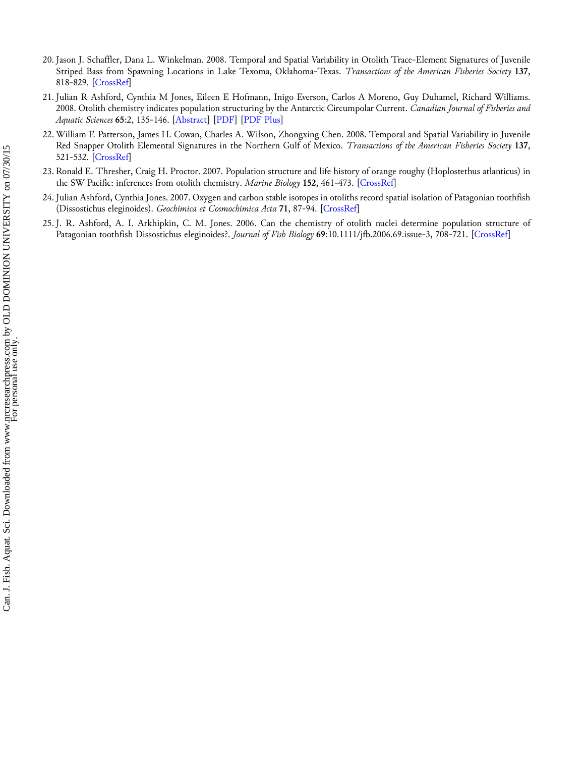20. Jason J. Schaffler, Dana L. Winkelman. 2008. Temporal and Spatial Variability in Otolith Trace-Element Signatures of Juvenile Striped Bass from Spawning Locations in Lake Texoma, Oklahoma-Texas. *Transactions of the American Fisheries Society* **137**, 818-829. [CrossRef]
21. Julian R Ashford, Cynthia M Jones, Eileen E Hofmann, Inigo Everson, Carlos A Moreno, Guy Duhamel, Richard Williams. 2008. Otolith chemistry indicates population structuring by the Antarctic Circumpolar Current. *Canadian Journal of Fisheries and Aquatic Sciences* **65**:2, 135-146. [Abstract] [PDF] [PDF Plus]
22. William F. Patterson, James H. Cowan, Charles A. Wilson, Zhongxing Chen. 2008. Temporal and Spatial Variability in Juvenile Red Snapper Otolith Elemental Signatures in the Northern Gulf of Mexico. *Transactions of the American Fisheries Society* **137**, 521-532. [CrossRef]
23. Ronald E. Thresher, Craig H. Proctor. 2007. Population structure and life history of orange roughy (Hoplostethus atlanticus) in the SW Pacific: inferences from otolith chemistry. *Marine Biology* **152**, 461-473. [CrossRef]
24. Julian Ashford, Cynthia Jones. 2007. Oxygen and carbon stable isotopes in otoliths record spatial isolation of Patagonian toothfish (Dissostichus eleginoides). *Geochimica et Cosmochimica Acta* **71**, 87-94. [CrossRef]
25. J. R. Ashford, A. I. Arkhipkin, C. M. Jones. 2006. Can the chemistry of otolith nuclei determine population structure of Patagonian toothfish Dissostichus eleginoides?. *Journal of Fish Biology* **69**:10.1111/jfb.2006.69.issue-3, 708-721. [CrossRef]